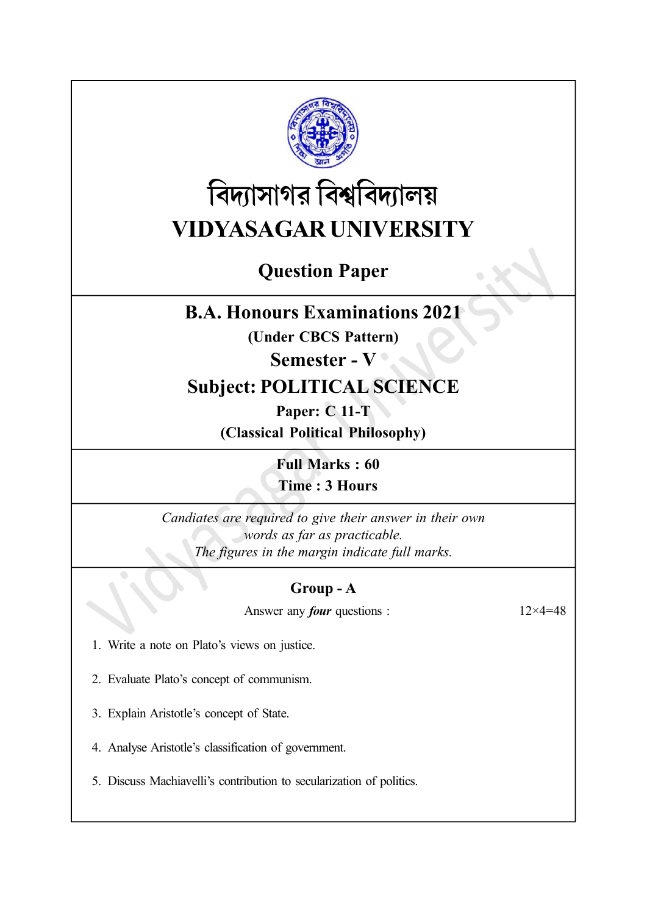# বিদ্যাসাগর বিশ্ববিদ্যালয়

# VIDYASAGAR UNIVERSITY

## Question Paper

## B.A. Honours Examinations 2021

**(Under CBCS Pattern)**

## Semester - V

## Subject: POLITICAL SCIENCE

**Paper: C 11-T**

**(Classical Political Philosophy)**

**Full Marks : 60**

**Time : 3 Hours**

*Candiates are required to give their answer in their own words as far as practicable.*

*The figures in the margin indicate full marks.*

### Group - A

Answer any ***four*** questions : 12×4=48

1. Write a note on Plato's views on justice.

2. Evaluate Plato's concept of communism.

3. Explain Aristotle's concept of State.

4. Analyse Aristotle's classification of government.

5. Discuss Machiavelli's contribution to secularization of politics.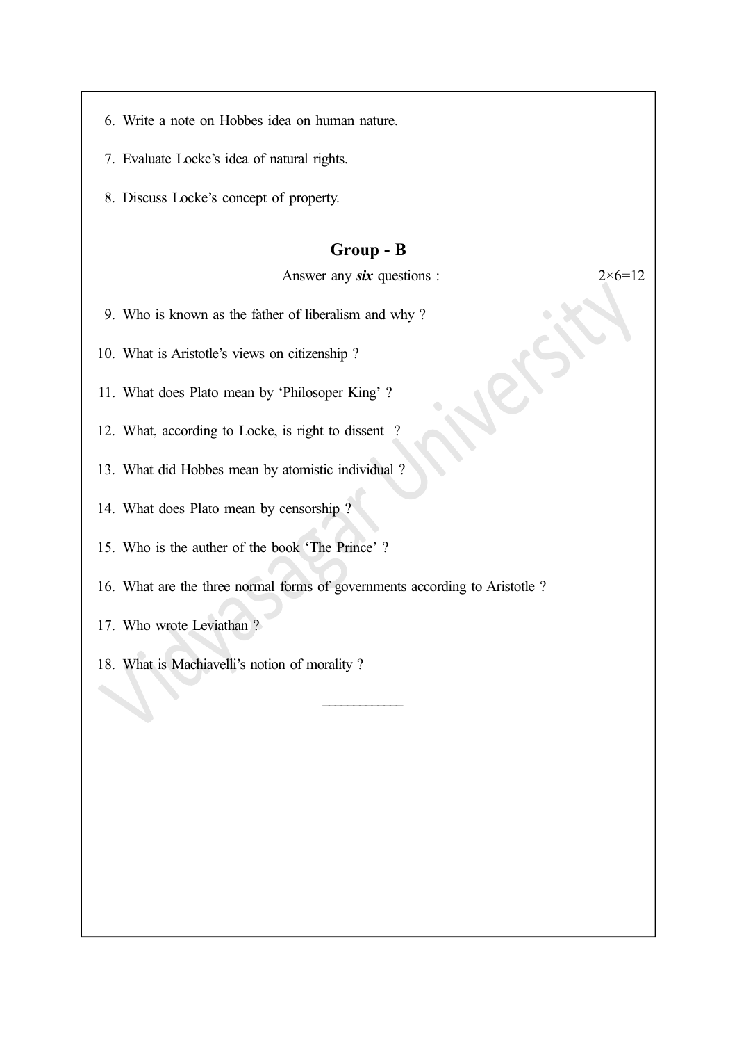6. Write a note on Hobbes idea on human nature.

7. Evaluate Locke's idea of natural rights.

8. Discuss Locke's concept of property.

## Group - B

Answer any ***six*** questions : $2\times6=12$

9. Who is known as the father of liberalism and why ?

10. What is Aristotle's views on citizenship ?

11. What does Plato mean by 'Philosoper King' ?

12. What, according to Locke, is right to dissent ?

13. What did Hobbes mean by atomistic individual ?

14. What does Plato mean by censorship ?

15. Who is the auther of the book 'The Prince' ?

16. What are the three normal forms of governments according to Aristotle ?

17. Who wrote Leviathan ?

18. What is Machiavelli's notion of morality ?

———————